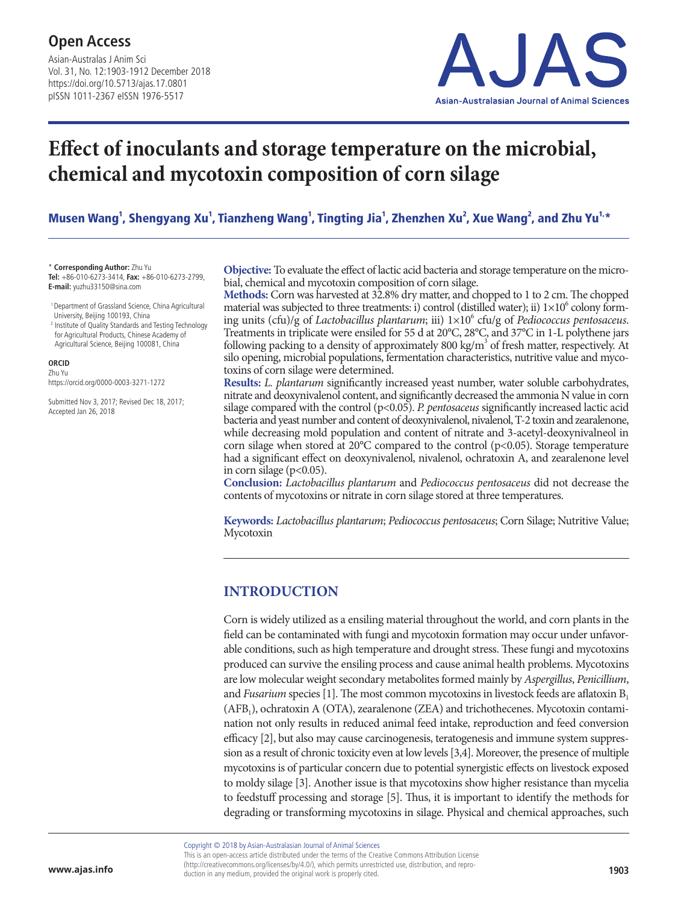# Effect of inoculants and storage temperature on the microbial, chemical and mycotoxin composition of corn silage

**Musen Wang[1], Shengyang Xu[1], Tianzheng Wang[1], Tingting Jia[1], Zhenzhen Xu[2], Xue Wang[2], and Zhu Yu[1,*]**

\* **Corresponding Author:** Zhu Yu
**Tel:** +86-010-6273-3414, **Fax:** +86-010-6273-2799, **E-mail:** yuzhu33150@sina.com

[1] Department of Grassland Science, China Agricultural University, Beijing 100193, China
[2] Institute of Quality Standards and Testing Technology for Agricultural Products, Chinese Academy of Agricultural Science, Beijing 100081, China

**ORCID**
Zhu Yu
https://orcid.org/0000-0003-3271-1272

Submitted Nov 3, 2017; Revised Dec 18, 2017; Accepted Jan 26, 2018

**Objective:** To evaluate the effect of lactic acid bacteria and storage temperature on the microbial, chemical and mycotoxin composition of corn silage.
**Methods:** Corn was harvested at 32.8% dry matter, and chopped to 1 to 2 cm. The chopped material was subjected to three treatments: i) control (distilled water); ii) $1\times10^6$ colony forming units (cfu)/g of *Lactobacillus plantarum*; iii) $1\times10^6$ cfu/g of *Pediococcus pentosaceus*. Treatments in triplicate were ensiled for 55 d at 20°C, 28°C, and 37°C in 1-L polythene jars following packing to a density of approximately 800 kg/m$^3$ of fresh matter, respectively. At silo opening, microbial populations, fermentation characteristics, nutritive value and mycotoxins of corn silage were determined.
**Results:** *L. plantarum* significantly increased yeast number, water soluble carbohydrates, nitrate and deoxynivalenol content, and significantly decreased the ammonia N value in corn silage compared with the control ($p<0.05$). *P. pentosaceus* significantly increased lactic acid bacteria and yeast number and content of deoxynivalenol, nivalenol, T-2 toxin and zearalenone, while decreasing mold population and content of nitrate and 3-acetyl-deoxynivalneol in corn silage when stored at 20°C compared to the control ($p<0.05$). Storage temperature had a significant effect on deoxynivalenol, nivalenol, ochratoxin A, and zearalenone level in corn silage ($p<0.05$).
**Conclusion:** *Lactobacillus plantarum* and *Pediococcus pentosaceus* did not decrease the contents of mycotoxins or nitrate in corn silage stored at three temperatures.

**Keywords:** *Lactobacillus plantarum*; *Pediococcus pentosaceus*; Corn Silage; Nutritive Value; Mycotoxin

## INTRODUCTION

Corn is widely utilized as a ensiling material throughout the world, and corn plants in the field can be contaminated with fungi and mycotoxin formation may occur under unfavorable conditions, such as high temperature and drought stress. These fungi and mycotoxins produced can survive the ensiling process and cause animal health problems. Mycotoxins are low molecular weight secondary metabolites formed mainly by *Aspergillus*, *Penicillium*, and *Fusarium* species [1]. The most common mycotoxins in livestock feeds are aflatoxin $B_1$ ($AFB_1$), ochratoxin A (OTA), zearalenone (ZEA) and trichothecenes. Mycotoxin contamination not only results in reduced animal feed intake, reproduction and feed conversion efficacy [2], but also may cause carcinogenesis, teratogenesis and immune system suppression as a result of chronic toxicity even at low levels [3,4]. Moreover, the presence of multiple mycotoxins is of particular concern due to potential synergistic effects on livestock exposed to moldy silage [3]. Another issue is that mycotoxins show higher resistance than mycelia to feedstuff processing and storage [5]. Thus, it is important to identify the methods for degrading or transforming mycotoxins in silage. Physical and chemical approaches, such

Copyright © 2018 by Asian-Australasian Journal of Animal Sciences
This is an open-access article distributed under the terms of the Creative Commons Attribution License (http://creativecommons.org/licenses/by/4.0/), which permits unrestricted use, distribution, and reproduction in any medium, provided the original work is properly cited.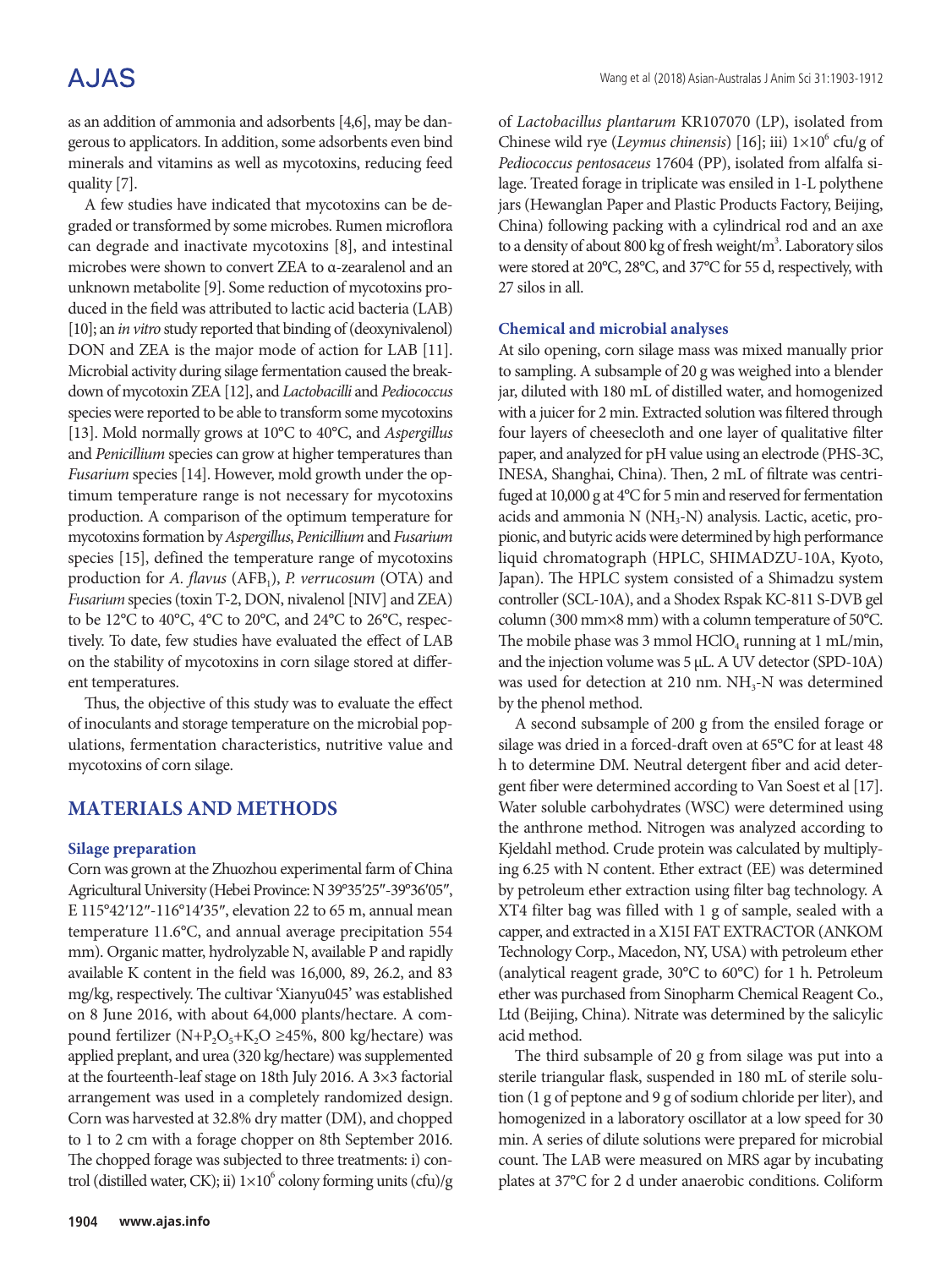as an addition of ammonia and adsorbents [4,6], may be dangerous to applicators. In addition, some adsorbents even bind minerals and vitamins as well as mycotoxins, reducing feed quality [7].

A few studies have indicated that mycotoxins can be degraded or transformed by some microbes. Rumen microflora can degrade and inactivate mycotoxins [8], and intestinal microbes were shown to convert ZEA to α-zearalenol and an unknown metabolite [9]. Some reduction of mycotoxins produced in the field was attributed to lactic acid bacteria (LAB) [10]; an *in vitro* study reported that binding of (deoxynivalenol) DON and ZEA is the major mode of action for LAB [11]. Microbial activity during silage fermentation caused the breakdown of mycotoxin ZEA [12], and *Lactobacilli* and *Pediococcus* species were reported to be able to transform some mycotoxins [13]. Mold normally grows at 10°C to 40°C, and *Aspergillus* and *Penicillium* species can grow at higher temperatures than *Fusarium* species [14]. However, mold growth under the optimum temperature range is not necessary for mycotoxins production. A comparison of the optimum temperature for mycotoxins formation by *Aspergillus*, *Penicillium* and *Fusarium* species [15], defined the temperature range of mycotoxins production for *A. flavus* ($AFB_1$), *P. verrucosum* (OTA) and *Fusarium* species (toxin T-2, DON, nivalenol [NIV] and ZEA) to be 12°C to 40°C, 4°C to 20°C, and 24°C to 26°C, respectively. To date, few studies have evaluated the effect of LAB on the stability of mycotoxins in corn silage stored at different temperatures.

Thus, the objective of this study was to evaluate the effect of inoculants and storage temperature on the microbial populations, fermentation characteristics, nutritive value and mycotoxins of corn silage.

## MATERIALS AND METHODS

### Silage preparation

Corn was grown at the Zhuozhou experimental farm of China Agricultural University (Hebei Province: N 39°35′25″-39°36′05″, E 115°42′12″-116°14′35″, elevation 22 to 65 m, annual mean temperature 11.6°C, and annual average precipitation 554 mm). Organic matter, hydrolyzable N, available P and rapidly available K content in the field was 16,000, 89, 26.2, and 83 mg/kg, respectively. The cultivar 'Xianyu045' was established on 8 June 2016, with about 64,000 plants/hectare. A compound fertilizer ($N+P_2O_5+K_2O \geq 45\%$, 800 kg/hectare) was applied preplant, and urea (320 kg/hectare) was supplemented at the fourteenth-leaf stage on 18th July 2016. A 3×3 factorial arrangement was used in a completely randomized design. Corn was harvested at 32.8% dry matter (DM), and chopped to 1 to 2 cm with a forage chopper on 8th September 2016. The chopped forage was subjected to three treatments: i) control (distilled water, CK); ii) $1\times10^6$ colony forming units (cfu)/g of *Lactobacillus plantarum* KR107070 (LP), isolated from Chinese wild rye (*Leymus chinensis*) [16]; iii) $1\times10^6$ cfu/g of *Pediococcus pentosaceus* 17604 (PP), isolated from alfalfa silage. Treated forage in triplicate was ensiled in 1-L polythene jars (Hewanglan Paper and Plastic Products Factory, Beijing, China) following packing with a cylindrical rod and an axe to a density of about 800 kg of fresh weight/$m^3$. Laboratory silos were stored at 20°C, 28°C, and 37°C for 55 d, respectively, with 27 silos in all.

### Chemical and microbial analyses

At silo opening, corn silage mass was mixed manually prior to sampling. A subsample of 20 g was weighed into a blender jar, diluted with 180 mL of distilled water, and homogenized with a juicer for 2 min. Extracted solution was filtered through four layers of cheesecloth and one layer of qualitative filter paper, and analyzed for pH value using an electrode (PHS-3C, INESA, Shanghai, China). Then, 2 mL of filtrate was centrifuged at 10,000 g at 4°C for 5 min and reserved for fermentation acids and ammonia N ($NH_3$-N) analysis. Lactic, acetic, propionic, and butyric acids were determined by high performance liquid chromatograph (HPLC, SHIMADZU-10A, Kyoto, Japan). The HPLC system consisted of a Shimadzu system controller (SCL-10A), and a Shodex Rspak KC-811 S-DVB gel column (300 mm×8 mm) with a column temperature of 50°C. The mobile phase was 3 mmol $HClO_4$ running at 1 mL/min, and the injection volume was 5 μL. A UV detector (SPD-10A) was used for detection at 210 nm. $NH_3$-N was determined by the phenol method.

A second subsample of 200 g from the ensiled forage or silage was dried in a forced-draft oven at 65°C for at least 48 h to determine DM. Neutral detergent fiber and acid detergent fiber were determined according to Van Soest et al [17]. Water soluble carbohydrates (WSC) were determined using the anthrone method. Nitrogen was analyzed according to Kjeldahl method. Crude protein was calculated by multiplying 6.25 with N content. Ether extract (EE) was determined by petroleum ether extraction using filter bag technology. A XT4 filter bag was filled with 1 g of sample, sealed with a capper, and extracted in a X15I FAT EXTRACTOR (ANKOM Technology Corp., Macedon, NY, USA) with petroleum ether (analytical reagent grade, 30°C to 60°C) for 1 h. Petroleum ether was purchased from Sinopharm Chemical Reagent Co., Ltd (Beijing, China). Nitrate was determined by the salicylic acid method.

The third subsample of 20 g from silage was put into a sterile triangular flask, suspended in 180 mL of sterile solution (1 g of peptone and 9 g of sodium chloride per liter), and homogenized in a laboratory oscillator at a low speed for 30 min. A series of dilute solutions were prepared for microbial count. The LAB were measured on MRS agar by incubating plates at 37°C for 2 d under anaerobic conditions. Coliform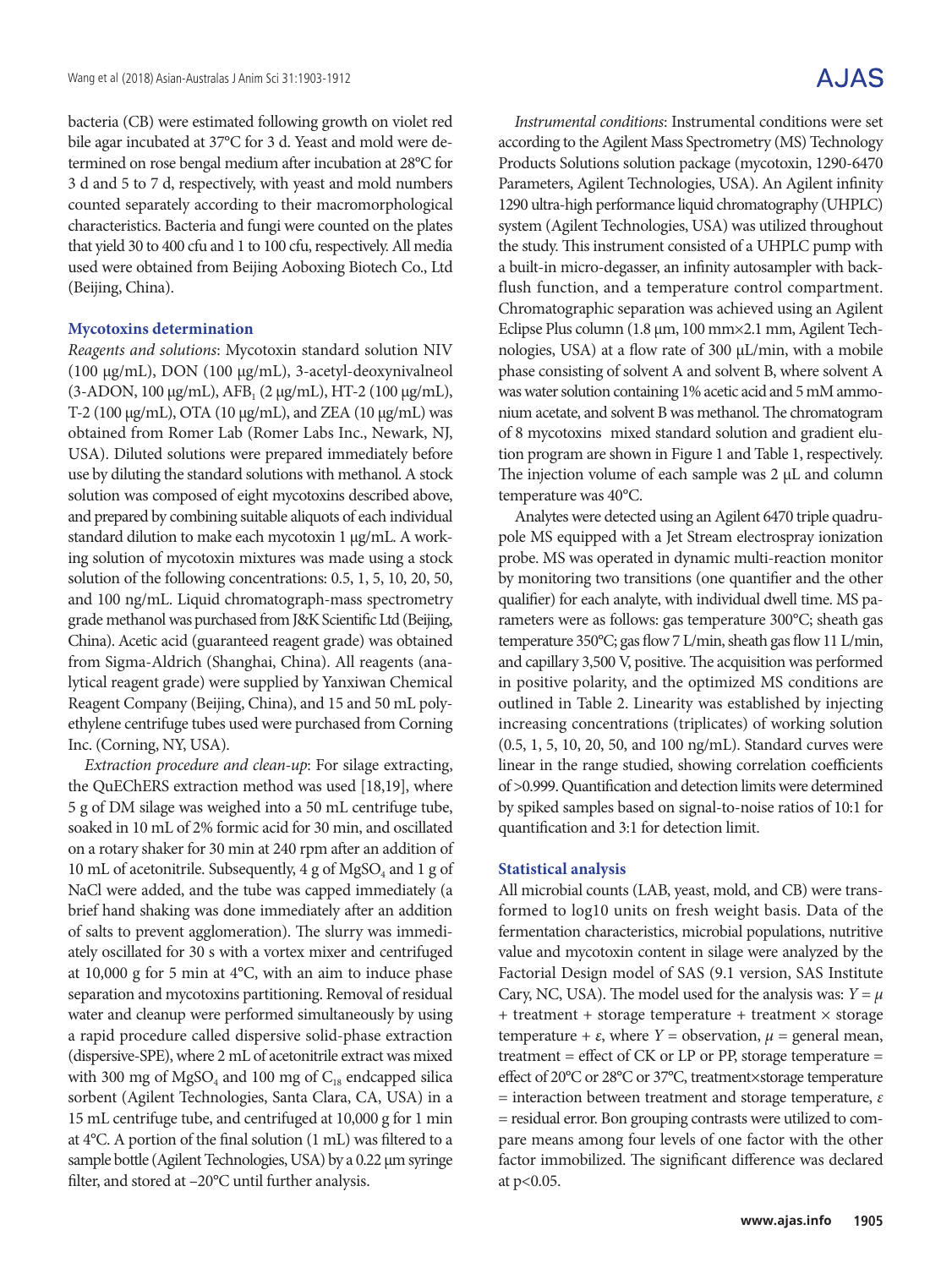bacteria (CB) were estimated following growth on violet red bile agar incubated at 37°C for 3 d. Yeast and mold were determined on rose bengal medium after incubation at 28°C for 3 d and 5 to 7 d, respectively, with yeast and mold numbers counted separately according to their macromorphological characteristics. Bacteria and fungi were counted on the plates that yield 30 to 400 cfu and 1 to 100 cfu, respectively. All media used were obtained from Beijing Aoboxing Biotech Co., Ltd (Beijing, China).

### Mycotoxins determination

*Reagents and solutions*: Mycotoxin standard solution NIV (100 μg/mL), DON (100 μg/mL), 3-acetyl-deoxynivalneol (3-ADON, 100 μg/mL), $AFB_1$ (2 μg/mL), HT-2 (100 μg/mL), T-2 (100 μg/mL), OTA (10 μg/mL), and ZEA (10 μg/mL) was obtained from Romer Lab (Romer Labs Inc., Newark, NJ, USA). Diluted solutions were prepared immediately before use by diluting the standard solutions with methanol. A stock solution was composed of eight mycotoxins described above, and prepared by combining suitable aliquots of each individual standard dilution to make each mycotoxin 1 μg/mL. A working solution of mycotoxin mixtures was made using a stock solution of the following concentrations: 0.5, 1, 5, 10, 20, 50, and 100 ng/mL. Liquid chromatograph-mass spectrometry grade methanol was purchased from J&K Scientific Ltd (Beijing, China). Acetic acid (guaranteed reagent grade) was obtained from Sigma-Aldrich (Shanghai, China). All reagents (analytical reagent grade) were supplied by Yanxiwan Chemical Reagent Company (Beijing, China), and 15 and 50 mL polyethylene centrifuge tubes used were purchased from Corning Inc. (Corning, NY, USA).

*Extraction procedure and clean-up*: For silage extracting, the QuEChERS extraction method was used [18,19], where 5 g of DM silage was weighed into a 50 mL centrifuge tube, soaked in 10 mL of 2% formic acid for 30 min, and oscillated on a rotary shaker for 30 min at 240 rpm after an addition of 10 mL of acetonitrile. Subsequently, 4 g of $MgSO_4$ and 1 g of NaCl were added, and the tube was capped immediately (a brief hand shaking was done immediately after an addition of salts to prevent agglomeration). The slurry was immediately oscillated for 30 s with a vortex mixer and centrifuged at 10,000 g for 5 min at 4°C, with an aim to induce phase separation and mycotoxins partitioning. Removal of residual water and cleanup were performed simultaneously by using a rapid procedure called dispersive solid-phase extraction (dispersive-SPE), where 2 mL of acetonitrile extract was mixed with 300 mg of $MgSO_4$ and 100 mg of $C_{18}$ endcapped silica sorbent (Agilent Technologies, Santa Clara, CA, USA) in a 15 mL centrifuge tube, and centrifuged at 10,000 g for 1 min at 4°C. A portion of the final solution (1 mL) was filtered to a sample bottle (Agilent Technologies, USA) by a 0.22 μm syringe filter, and stored at –20°C until further analysis.

*Instrumental conditions*: Instrumental conditions were set according to the Agilent Mass Spectrometry (MS) Technology Products Solutions solution package (mycotoxin, 1290-6470 Parameters, Agilent Technologies, USA). An Agilent infinity 1290 ultra-high performance liquid chromatography (UHPLC) system (Agilent Technologies, USA) was utilized throughout the study. This instrument consisted of a UHPLC pump with a built-in micro-degasser, an infinity autosampler with backflush function, and a temperature control compartment. Chromatographic separation was achieved using an Agilent Eclipse Plus column (1.8 μm, 100 mm×2.1 mm, Agilent Technologies, USA) at a flow rate of 300 μL/min, with a mobile phase consisting of solvent A and solvent B, where solvent A was water solution containing 1% acetic acid and 5 mM ammonium acetate, and solvent B was methanol. The chromatogram of 8 mycotoxins mixed standard solution and gradient elution program are shown in Figure 1 and Table 1, respectively. The injection volume of each sample was 2 μL and column temperature was 40°C.

Analytes were detected using an Agilent 6470 triple quadrupole MS equipped with a Jet Stream electrospray ionization probe. MS was operated in dynamic multi-reaction monitor by monitoring two transitions (one quantifier and the other qualifier) for each analyte, with individual dwell time. MS parameters were as follows: gas temperature 300°C; sheath gas temperature 350°C; gas flow 7 L/min, sheath gas flow 11 L/min, and capillary 3,500 V, positive. The acquisition was performed in positive polarity, and the optimized MS conditions are outlined in Table 2. Linearity was established by injecting increasing concentrations (triplicates) of working solution (0.5, 1, 5, 10, 20, 50, and 100 ng/mL). Standard curves were linear in the range studied, showing correlation coefficients of >0.999. Quantification and detection limits were determined by spiked samples based on signal-to-noise ratios of 10:1 for quantification and 3:1 for detection limit.

### Statistical analysis

All microbial counts (LAB, yeast, mold, and CB) were transformed to log10 units on fresh weight basis. Data of the fermentation characteristics, microbial populations, nutritive value and mycotoxin content in silage were analyzed by the Factorial Design model of SAS (9.1 version, SAS Institute Cary, NC, USA). The model used for the analysis was: $Y = \mu$ + treatment + storage temperature + treatment × storage temperature + $\varepsilon$, where $Y$ = observation, $\mu$ = general mean, treatment = effect of CK or LP or PP, storage temperature = effect of 20°C or 28°C or 37°C, treatment×storage temperature = interaction between treatment and storage temperature, $\varepsilon$ = residual error. Bon grouping contrasts were utilized to compare means among four levels of one factor with the other factor immobilized. The significant difference was declared at $p<0.05$.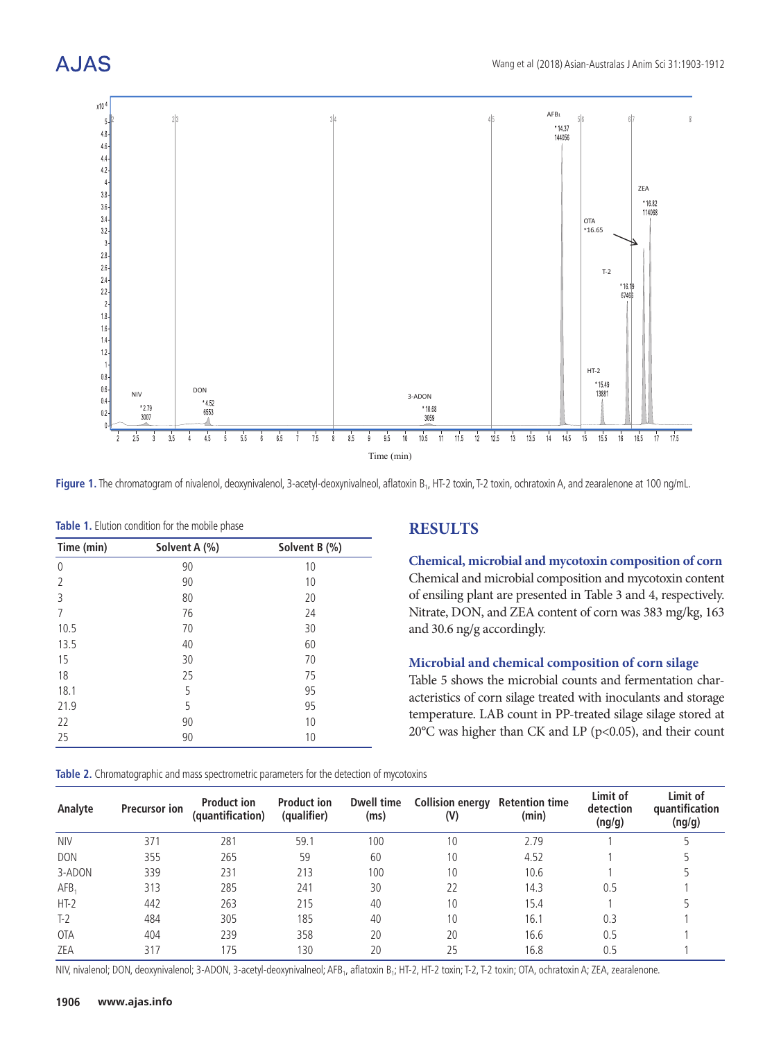**Figure 1.** The chromatogram of nivalenol, deoxynivalenol, 3-acetyl-deoxynivalneol, aflatoxin $B_1$, HT-2 toxin, T-2 toxin, ochratoxin A, and zearalenone at 100 ng/mL.

**Table 1.** Elution condition for the mobile phase

| Time (min) | Solvent A (%) | Solvent B (%) |
|---|---|---|
| 0 | 90 | 10 |
| 2 | 90 | 10 |
| 3 | 80 | 20 |
| 7 | 76 | 24 |
| 10.5 | 70 | 30 |
| 13.5 | 40 | 60 |
| 15 | 30 | 70 |
| 18 | 25 | 75 |
| 18.1 | 5 | 95 |
| 21.9 | 5 | 95 |
| 22 | 90 | 10 |
| 25 | 90 | 10 |

## RESULTS

### Chemical, microbial and mycotoxin composition of corn

Chemical and microbial composition and mycotoxin content of ensiling plant are presented in Table 3 and 4, respectively. Nitrate, DON, and ZEA content of corn was 383 mg/kg, 163 and 30.6 ng/g accordingly.

### Microbial and chemical composition of corn silage

Table 5 shows the microbial counts and fermentation characteristics of corn silage treated with inoculants and storage temperature. LAB count in PP-treated silage silage stored at 20°C was higher than CK and LP (p<0.05), and their count

**Table 2.** Chromatographic and mass spectrometric parameters for the detection of mycotoxins

| Analyte | Precursor ion | Product ion (quantification) | Product ion (qualifier) | Dwell time (ms) | Collision energy (V) | Retention time (min) | Limit of detection (ng/g) | Limit of quantification (ng/g) |
|---|---|---|---|---|---|---|---|---|
| NIV | 371 | 281 | 59.1 | 100 | 10 | 2.79 | 1 | 5 |
| DON | 355 | 265 | 59 | 60 | 10 | 4.52 | 1 | 5 |
| 3-ADON | 339 | 231 | 213 | 100 | 10 | 10.6 | 1 | 5 |
| $AFB_1$ | 313 | 285 | 241 | 30 | 22 | 14.3 | 0.5 | 1 |
| HT-2 | 442 | 263 | 215 | 40 | 10 | 15.4 | 1 | 5 |
| T-2 | 484 | 305 | 185 | 40 | 10 | 16.1 | 0.3 | 1 |
| OTA | 404 | 239 | 358 | 20 | 20 | 16.6 | 0.5 | 1 |
| ZEA | 317 | 175 | 130 | 20 | 25 | 16.8 | 0.5 | 1 |

NIV, nivalenol; DON, deoxynivalenol; 3-ADON, 3-acetyl-deoxynivalneol; $AFB_1$, aflatoxin $B_1$; HT-2, HT-2 toxin; T-2, T-2 toxin; OTA, ochratoxin A; ZEA, zearalenone.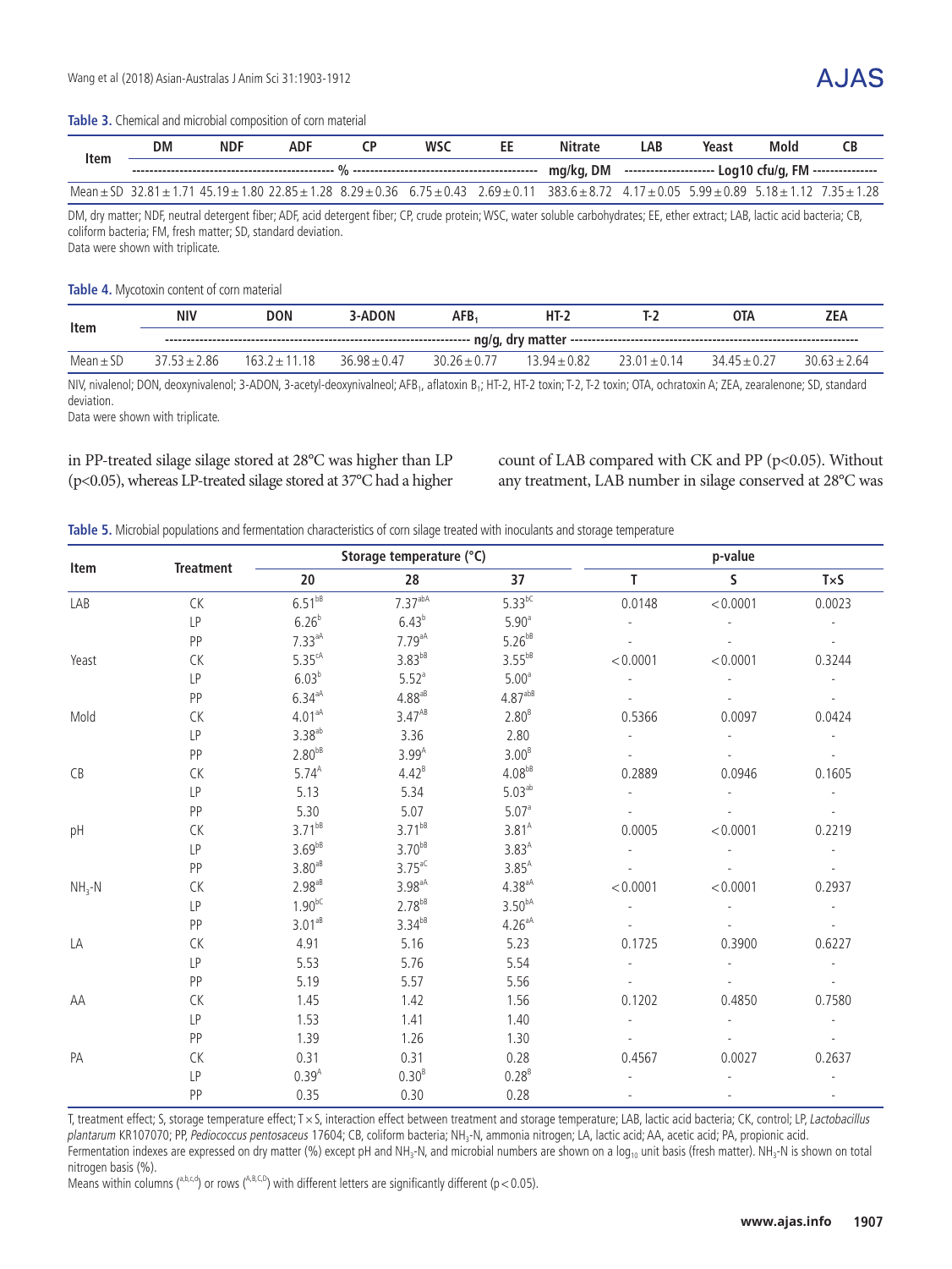**Table 3.** Chemical and microbial composition of corn material

| Item | DM | NDF | ADF | CP | WSC | EE | Nitrate | LAB | Yeast | Mold | CB |
|---|---|---|---|---|---|---|---|---|---|---|---|
| | % | | | | | | mg/kg, DM | Log10 cfu/g, FM | | | |
| Mean ± SD | 32.81 ± 1.71 | 45.19 ± 1.80 | 22.85 ± 1.28 | 8.29 ± 0.36 | 6.75 ± 0.43 | 2.69 ± 0.11 | 383.6 ± 8.72 | 4.17 ± 0.05 | 5.99 ± 0.89 | 5.18 ± 1.12 | 7.35 ± 1.28 |

DM, dry matter; NDF, neutral detergent fiber; ADF, acid detergent fiber; CP, crude protein; WSC, water soluble carbohydrates; EE, ether extract; LAB, lactic acid bacteria; CB, coliform bacteria; FM, fresh matter; SD, standard deviation.
Data were shown with triplicate.

**Table 4.** Mycotoxin content of corn material

| Item | NIV | DON | 3-ADON | $AFB_1$ | HT-2 | T-2 | OTA | ZEA |
|---|---|---|---|---|---|---|---|---|
| | ng/g, dry matter | | | | | | | |
| Mean ± SD | 37.53 ± 2.86 | 163.2 ± 11.18 | 36.98 ± 0.47 | 30.26 ± 0.77 | 13.94 ± 0.82 | 23.01 ± 0.14 | 34.45 ± 0.27 | 30.63 ± 2.64 |

NIV, nivalenol; DON, deoxynivalenol; 3-ADON, 3-acetyl-deoxynivalneol; $AFB_1$, aflatoxin $B_1$; HT-2, HT-2 toxin; T-2, T-2 toxin; OTA, ochratoxin A; ZEA, zearalenone; SD, standard deviation.
Data were shown with triplicate.

in PP-treated silage silage stored at 28°C was higher than LP (p<0.05), whereas LP-treated silage stored at 37°C had a higher count of LAB compared with CK and PP (p<0.05). Without any treatment, LAB number in silage conserved at 28°C was

**Table 5.** Microbial populations and fermentation characteristics of corn silage treated with inoculants and storage temperature

| Item | Treatment | Storage temperature (°C) | | | p-value | | |
|---|---|---|---|---|---|---|---|
| | | 20 | 28 | 37 | T | S | T×S |
| LAB | CK | $6.51^{bB}$ | $7.37^{abA}$ | $5.33^{bC}$ | 0.0148 | < 0.0001 | 0.0023 |
| | LP | $6.26^{b}$ | $6.43^{b}$ | $5.90^{a}$ | - | - | - |
| | PP | $7.33^{aA}$ | $7.79^{aA}$ | $5.26^{bB}$ | - | - | - |
| Yeast | CK | $5.35^{cA}$ | $3.83^{bB}$ | $3.55^{bB}$ | < 0.0001 | < 0.0001 | 0.3244 |
| | LP | $6.03^{b}$ | $5.52^{a}$ | $5.00^{a}$ | - | - | - |
| | PP | $6.34^{aA}$ | $4.88^{aB}$ | $4.87^{abB}$ | - | - | - |
| Mold | CK | $4.01^{aA}$ | $3.47^{AB}$ | $2.80^{B}$ | 0.5366 | 0.0097 | 0.0424 |
| | LP | $3.38^{ab}$ | 3.36 | 2.80 | - | - | - |
| | PP | $2.80^{bB}$ | $3.99^{A}$ | $3.00^{B}$ | - | - | - |
| CB | CK | $5.74^{A}$ | $4.42^{B}$ | $4.08^{bB}$ | 0.2889 | 0.0946 | 0.1605 |
| | LP | 5.13 | 5.34 | $5.03^{ab}$ | - | - | - |
| | PP | 5.30 | 5.07 | $5.07^{a}$ | - | - | - |
| pH | CK | $3.71^{bB}$ | $3.71^{bB}$ | $3.81^{A}$ | 0.0005 | < 0.0001 | 0.2219 |
| | LP | $3.69^{bB}$ | $3.70^{bB}$ | $3.83^{A}$ | - | - | - |
| | PP | $3.80^{aB}$ | $3.75^{aC}$ | $3.85^{A}$ | - | - | - |
| $NH_3$-N | CK | $2.98^{aB}$ | $3.98^{aA}$ | $4.38^{aA}$ | < 0.0001 | < 0.0001 | 0.2937 |
| | LP | $1.90^{bC}$ | $2.78^{bB}$ | $3.50^{bA}$ | - | - | - |
| | PP | $3.01^{aB}$ | $3.34^{bB}$ | $4.26^{aA}$ | - | - | - |
| LA | CK | 4.91 | 5.16 | 5.23 | 0.1725 | 0.3900 | 0.6227 |
| | LP | 5.53 | 5.76 | 5.54 | - | - | - |
| | PP | 5.19 | 5.57 | 5.56 | - | - | - |
| AA | CK | 1.45 | 1.42 | 1.56 | 0.1202 | 0.4850 | 0.7580 |
| | LP | 1.53 | 1.41 | 1.40 | - | - | - |
| | PP | 1.39 | 1.26 | 1.30 | - | - | - |
| PA | CK | 0.31 | 0.31 | 0.28 | 0.4567 | 0.0027 | 0.2637 |
| | LP | $0.39^{A}$ | $0.30^{B}$ | $0.28^{B}$ | - | - | - |
| | PP | 0.35 | 0.30 | 0.28 | - | - | - |

T, treatment effect; S, storage temperature effect; T × S, interaction effect between treatment and storage temperature; LAB, lactic acid bacteria; CK, control; LP, *Lactobacillus plantarum* KR107070; PP, *Pediococcus pentosaceus* 17604; CB, coliform bacteria; $NH_3$-N, ammonia nitrogen; LA, lactic acid; AA, acetic acid; PA, propionic acid.
Fermentation indexes are expressed on dry matter (%) except pH and $NH_3$-N, and microbial numbers are shown on a $\log_{10}$ unit basis (fresh matter). $NH_3$-N is shown on total nitrogen basis (%).
Means within columns ($^{a,b,c,d}$) or rows ($^{A,B,C,D}$) with different letters are significantly different (p < 0.05).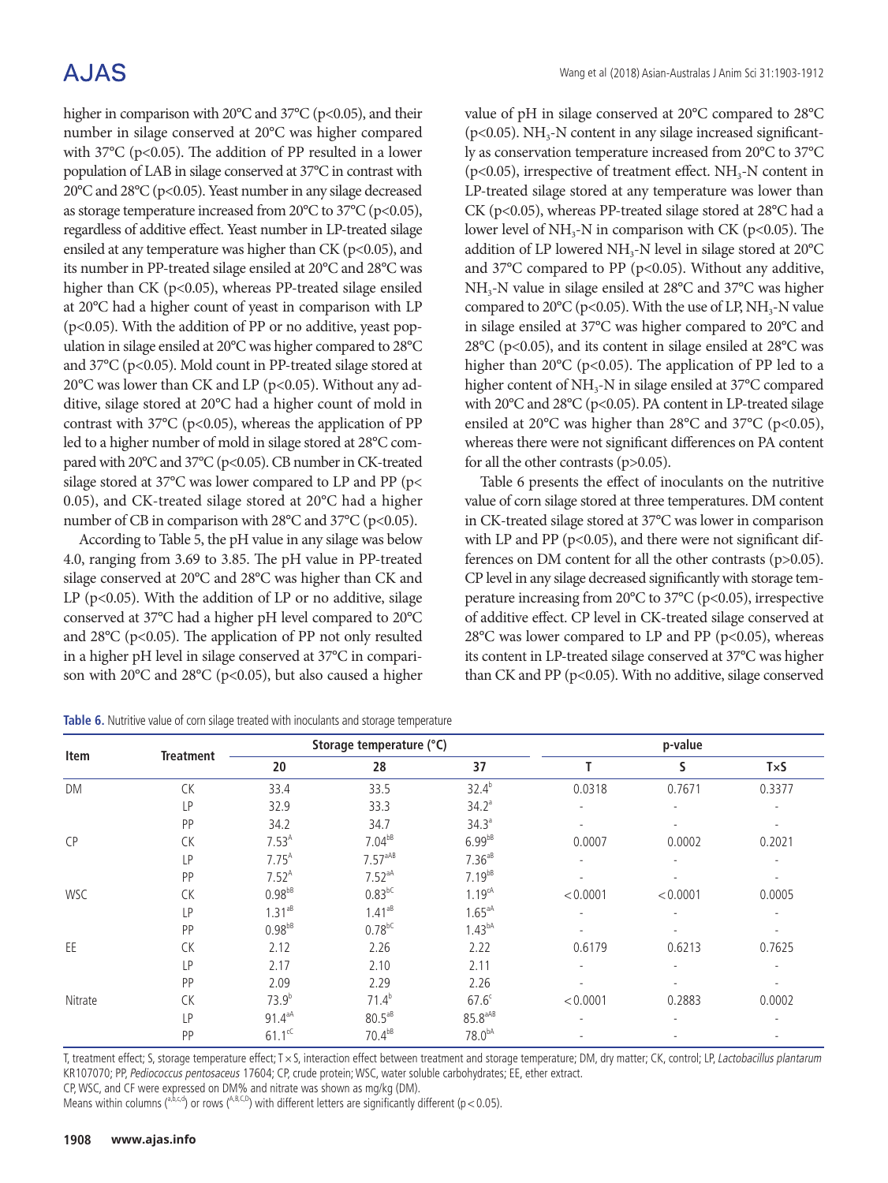higher in comparison with 20°C and 37°C ($p<0.05$), and their number in silage conserved at 20°C was higher compared with 37°C ($p<0.05$). The addition of PP resulted in a lower population of LAB in silage conserved at 37°C in contrast with 20°C and 28°C ($p<0.05$). Yeast number in any silage decreased as storage temperature increased from 20°C to 37°C ($p<0.05$), regardless of additive effect. Yeast number in LP-treated silage ensiled at any temperature was higher than CK ($p<0.05$), and its number in PP-treated silage ensiled at 20°C and 28°C was higher than CK ($p<0.05$), whereas PP-treated silage ensiled at 20°C had a higher count of yeast in comparison with LP ($p<0.05$). With the addition of PP or no additive, yeast population in silage ensiled at 20°C was higher compared to 28°C and 37°C ($p<0.05$). Mold count in PP-treated silage stored at 20°C was lower than CK and LP ($p<0.05$). Without any additive, silage stored at 20°C had a higher count of mold in contrast with 37°C ($p<0.05$), whereas the application of PP led to a higher number of mold in silage stored at 28°C compared with 20°C and 37°C ($p<0.05$). CB number in CK-treated silage stored at 37°C was lower compared to LP and PP ($p<0.05$), and CK-treated silage stored at 20°C had a higher number of CB in comparison with 28°C and 37°C ($p<0.05$).

According to Table 5, the pH value in any silage was below 4.0, ranging from 3.69 to 3.85. The pH value in PP-treated silage conserved at 20°C and 28°C was higher than CK and LP ($p<0.05$). With the addition of LP or no additive, silage conserved at 37°C had a higher pH level compared to 20°C and 28°C ($p<0.05$). The application of PP not only resulted in a higher pH level in silage conserved at 37°C in comparison with 20°C and 28°C ($p<0.05$), but also caused a higher value of pH in silage conserved at 20°C compared to 28°C ($p<0.05$). $NH_3$-N content in any silage increased significantly as conservation temperature increased from 20°C to 37°C ($p<0.05$), irrespective of treatment effect. $NH_3$-N content in LP-treated silage stored at any temperature was lower than CK ($p<0.05$), whereas PP-treated silage stored at 28°C had a lower level of $NH_3$-N in comparison with CK ($p<0.05$). The addition of LP lowered $NH_3$-N level in silage stored at 20°C and 37°C compared to PP ($p<0.05$). Without any additive, $NH_3$-N value in silage ensiled at 28°C and 37°C was higher compared to 20°C ($p<0.05$). With the use of LP, $NH_3$-N value in silage ensiled at 37°C was higher compared to 20°C and 28°C ($p<0.05$), and its content in silage ensiled at 28°C was higher than 20°C ($p<0.05$). The application of PP led to a higher content of $NH_3$-N in silage ensiled at 37°C compared with 20°C and 28°C ($p<0.05$). PA content in LP-treated silage ensiled at 20°C was higher than 28°C and 37°C ($p<0.05$), whereas there were not significant differences on PA content for all the other contrasts ($p>0.05$).

Table 6 presents the effect of inoculants on the nutritive value of corn silage stored at three temperatures. DM content in CK-treated silage stored at 37°C was lower in comparison with LP and PP ($p<0.05$), and there were not significant differences on DM content for all the other contrasts ($p>0.05$). CP level in any silage decreased significantly with storage temperature increasing from 20°C to 37°C ($p<0.05$), irrespective of additive effect. CP level in CK-treated silage conserved at 28°C was lower compared to LP and PP ($p<0.05$), whereas its content in LP-treated silage conserved at 37°C was higher than CK and PP ($p<0.05$). With no additive, silage conserved

**Table 6.** Nutritive value of corn silage treated with inoculants and storage temperature

| Item | Treatment | Storage temperature (°C) | | | p-value | | |
|---|---|---|---|---|---|---|---|
| | | 20 | 28 | 37 | T | S | T×S |
| DM | CK | 33.4 | 33.5 | 32.4[b] | 0.0318 | 0.7671 | 0.3377 |
| | LP | 32.9 | 33.3 | 34.2[a] | - | - | - |
| | PP | 34.2 | 34.7 | 34.3[a] | - | - | - |
| CP | CK | 7.53[A] | 7.04[bB] | 6.99[bB] | 0.0007 | 0.0002 | 0.2021 |
| | LP | 7.75[A] | 7.57[aAB] | 7.36[aB] | - | - | - |
| | PP | 7.52[A] | 7.52[aA] | 7.19[bB] | - | - | - |
| WSC | CK | 0.98[bB] | 0.83[bC] | 1.19[cA] | <0.0001 | <0.0001 | 0.0005 |
| | LP | 1.31[aB] | 1.41[aB] | 1.65[aA] | - | - | - |
| | PP | 0.98[bB] | 0.78[bC] | 1.43[bA] | - | - | - |
| EE | CK | 2.12 | 2.26 | 2.22 | 0.6179 | 0.6213 | 0.7625 |
| | LP | 2.17 | 2.10 | 2.11 | - | - | - |
| | PP | 2.09 | 2.29 | 2.26 | - | - | - |
| Nitrate | CK | 73.9[b] | 71.4[b] | 67.6[c] | <0.0001 | 0.2883 | 0.0002 |
| | LP | 91.4[aA] | 80.5[aB] | 85.8[aAB] | - | - | - |
| | PP | 61.1[cC] | 70.4[bB] | 78.0[bA] | - | - | - |

T, treatment effect; S, storage temperature effect; T×S, interaction effect between treatment and storage temperature; DM, dry matter; CK, control; LP, *Lactobacillus plantarum* KR107070; PP, *Pediococcus pentosaceus* 17604; CP, crude protein; WSC, water soluble carbohydrates; EE, ether extract.

CP, WSC, and CF were expressed on DM% and nitrate was shown as mg/kg (DM).

Means within columns ([a,b,c,d]) or rows ([A,B,C,D]) with different letters are significantly different ($p<0.05$).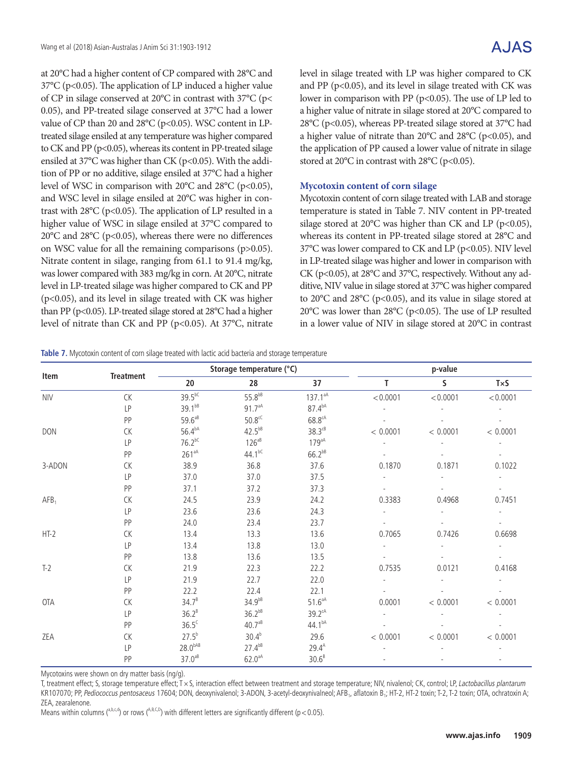at 20°C had a higher content of CP compared with 28°C and 37°C ($p<0.05$). The application of LP induced a higher value of CP in silage conserved at 20°C in contrast with 37°C ($p<0.05$), and PP-treated silage conserved at 37°C had a lower value of CP than 20 and 28°C ($p<0.05$). WSC content in LP-treated silage ensiled at any temperature was higher compared to CK and PP ($p<0.05$), whereas its content in PP-treated silage ensiled at 37°C was higher than CK ($p<0.05$). With the addition of PP or no additive, silage ensiled at 37°C had a higher level of WSC in comparison with 20°C and 28°C ($p<0.05$), and WSC level in silage ensiled at 20°C was higher in contrast with 28°C ($p<0.05$). The application of LP resulted in a higher value of WSC in silage ensiled at 37°C compared to 20°C and 28°C ($p<0.05$), whereas there were no differences on WSC value for all the remaining comparisons ($p>0.05$). Nitrate content in silage, ranging from 61.1 to 91.4 mg/kg, was lower compared with 383 mg/kg in corn. At 20°C, nitrate level in LP-treated silage was higher compared to CK and PP ($p<0.05$), and its level in silage treated with CK was higher than PP ($p<0.05$). LP-treated silage stored at 28°C had a higher level of nitrate than CK and PP ($p<0.05$). At 37°C, nitrate level in silage treated with LP was higher compared to CK and PP ($p<0.05$), and its level in silage treated with CK was lower in comparison with PP ($p<0.05$). The use of LP led to a higher value of nitrate in silage stored at 20°C compared to 28°C ($p<0.05$), whereas PP-treated silage stored at 37°C had a higher value of nitrate than 20°C and 28°C ($p<0.05$), and the application of PP caused a lower value of nitrate in silage stored at 20°C in contrast with 28°C ($p<0.05$).

### Mycotoxin content of corn silage

Mycotoxin content of corn silage treated with LAB and storage temperature is stated in Table 7. NIV content in PP-treated silage stored at 20°C was higher than CK and LP ($p<0.05$), whereas its content in PP-treated silage stored at 28°C and 37°C was lower compared to CK and LP ($p<0.05$). NIV level in LP-treated silage was higher and lower in comparison with CK ($p<0.05$), at 28°C and 37°C, respectively. Without any additive, NIV value in silage stored at 37°C was higher compared to 20°C and 28°C ($p<0.05$), and its value in silage stored at 20°C was lower than 28°C ($p<0.05$). The use of LP resulted in a lower value of NIV in silage stored at 20°C in contrast

**Table 7.** Mycotoxin content of corn silage treated with lactic acid bacteria and storage temperature

| Item | Treatment | Storage temperature (°C) | | | p-value | | |
|---|---|---|---|---|---|---|---|
| | | 20 | 28 | 37 | T | S | T×S |
| NIV | CK | $39.5^{bC}$ | $55.8^{bB}$ | $137.1^{aA}$ | <0.0001 | <0.0001 | <0.0001 |
| | LP | $39.1^{bB}$ | $91.7^{aA}$ | $87.4^{bA}$ | - | - | - |
| | PP | $59.6^{aB}$ | $50.8^{cC}$ | $68.8^{cA}$ | - | - | - |
| DON | CK | $56.4^{bA}$ | $42.5^{bB}$ | $38.3^{cB}$ | < 0.0001 | < 0.0001 | < 0.0001 |
| | LP | $76.2^{bC}$ | $126^{aB}$ | $179^{aA}$ | - | - | - |
| | PP | $261^{aA}$ | $44.1^{bC}$ | $66.2^{bB}$ | - | - | - |
| 3-ADON | CK | 38.9 | 36.8 | 37.6 | 0.1870 | 0.1871 | 0.1022 |
| | LP | 37.0 | 37.0 | 37.5 | - | - | - |
| | PP | 37.1 | 37.2 | 37.3 | - | - | - |
| $AFB_1$ | CK | 24.5 | 23.9 | 24.2 | 0.3383 | 0.4968 | 0.7451 |
| | LP | 23.6 | 23.6 | 24.3 | - | - | - |
| | PP | 24.0 | 23.4 | 23.7 | - | - | - |
| HT-2 | CK | 13.4 | 13.3 | 13.6 | 0.7065 | 0.7426 | 0.6698 |
| | LP | 13.4 | 13.8 | 13.0 | - | - | - |
| | PP | 13.8 | 13.6 | 13.5 | - | - | - |
| T-2 | CK | 21.9 | 22.3 | 22.2 | 0.7535 | 0.0121 | 0.4168 |
| | LP | 21.9 | 22.7 | 22.0 | - | - | - |
| | PP | 22.2 | 22.4 | 22.1 | - | - | - |
| OTA | CK | $34.7^{B}$ | $34.9^{bB}$ | $51.6^{aA}$ | 0.0001 | < 0.0001 | < 0.0001 |
| | LP | $36.2^{B}$ | $36.2^{bB}$ | $39.2^{cA}$ | - | - | - |
| | PP | $36.5^{C}$ | $40.7^{aB}$ | $44.1^{bA}$ | - | - | - |
| ZEA | CK | $27.5^{b}$ | $30.4^{b}$ | 29.6 | < 0.0001 | < 0.0001 | < 0.0001 |
| | LP | $28.0^{bAB}$ | $27.4^{bB}$ | $29.4^{A}$ | - | - | - |
| | PP | $37.0^{aB}$ | $62.0^{aA}$ | $30.6^{B}$ | - | - | - |

Mycotoxins were shown on dry matter basis (ng/g).

T, treatment effect; S, storage temperature effect; T×S, interaction effect between treatment and storage temperature; NIV, nivalenol; CK, control; LP, *Lactobacillus plantarum* KR107070; PP, *Pediococcus pentosaceus* 17604; DON, deoxynivalenol; 3-ADON, 3-acetyl-deoxynivalnol; $AFB_1$, aflatoxin $B_1$; HT-2, HT-2 toxin; T-2, T-2 toxin; OTA, ochratoxin A; ZEA, zearalenone.

Means within columns ([a,b,c,d]) or rows ([A,B,C,D]) with different letters are significantly different ($p<0.05$).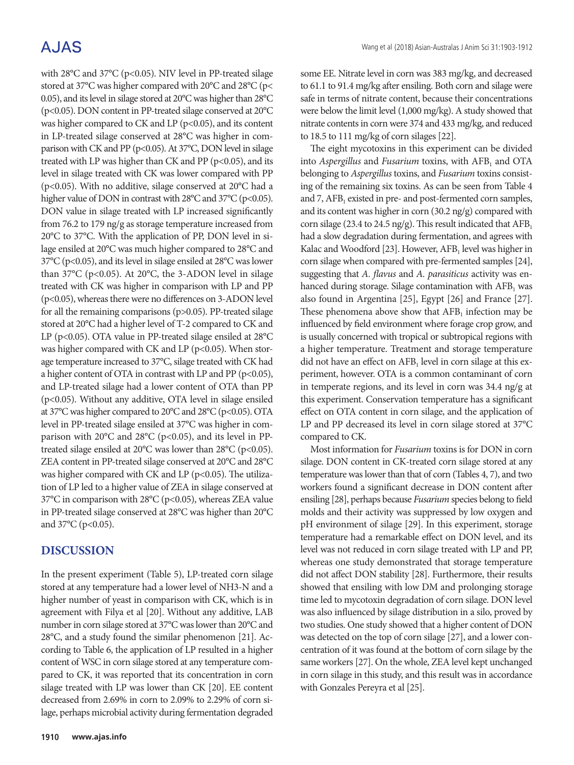with 28°C and 37°C ($p<0.05$). NIV level in PP-treated silage stored at 37°C was higher compared with 20°C and 28°C ($p<0.05$), and its level in silage stored at 20°C was higher than 28°C ($p<0.05$). DON content in PP-treated silage conserved at 20°C was higher compared to CK and LP ($p<0.05$), and its content in LP-treated silage conserved at 28°C was higher in comparison with CK and PP ($p<0.05$). At 37°C, DON level in silage treated with LP was higher than CK and PP ($p<0.05$), and its level in silage treated with CK was lower compared with PP ($p<0.05$). With no additive, silage conserved at 20°C had a higher value of DON in contrast with 28°C and 37°C ($p<0.05$). DON value in silage treated with LP increased significantly from 76.2 to 179 ng/g as storage temperature increased from 20°C to 37°C. With the application of PP, DON level in silage ensiled at 20°C was much higher compared to 28°C and 37°C ($p<0.05$), and its level in silage ensiled at 28°C was lower than 37°C ($p<0.05$). At 20°C, the 3-ADON level in silage treated with CK was higher in comparison with LP and PP ($p<0.05$), whereas there were no differences on 3-ADON level for all the remaining comparisons ($p>0.05$). PP-treated silage stored at 20°C had a higher level of T-2 compared to CK and LP ($p<0.05$). OTA value in PP-treated silage ensiled at 28°C was higher compared with CK and LP ($p<0.05$). When storage temperature increased to 37°C, silage treated with CK had a higher content of OTA in contrast with LP and PP ($p<0.05$), and LP-treated silage had a lower content of OTA than PP ($p<0.05$). Without any additive, OTA level in silage ensiled at 37°C was higher compared to 20°C and 28°C ($p<0.05$). OTA level in PP-treated silage ensiled at 37°C was higher in comparison with 20°C and 28°C ($p<0.05$), and its level in PP-treated silage ensiled at 20°C was lower than 28°C ($p<0.05$). ZEA content in PP-treated silage conserved at 20°C and 28°C was higher compared with CK and LP ($p<0.05$). The utilization of LP led to a higher value of ZEA in silage conserved at 37°C in comparison with 28°C ($p<0.05$), whereas ZEA value in PP-treated silage conserved at 28°C was higher than 20°C and 37°C ($p<0.05$).

## DISCUSSION

In the present experiment (Table 5), LP-treated corn silage stored at any temperature had a lower level of $NH_3$-N and a higher number of yeast in comparison with CK, which is in agreement with Filya et al [20]. Without any additive, LAB number in corn silage stored at 37°C was lower than 20°C and 28°C, and a study found the similar phenomenon [21]. According to Table 6, the application of LP resulted in a higher content of WSC in corn silage stored at any temperature compared to CK, it was reported that its concentration in corn silage treated with LP was lower than CK [20]. EE content decreased from 2.69% in corn to 2.09% to 2.29% of corn silage, perhaps microbial activity during fermentation degraded some EE. Nitrate level in corn was 383 mg/kg, and decreased to 61.1 to 91.4 mg/kg after ensiling. Both corn and silage were safe in terms of nitrate content, because their concentrations were below the limit level (1,000 mg/kg). A study showed that nitrate contents in corn were 374 and 433 mg/kg, and reduced to 18.5 to 111 mg/kg of corn silages [22].

The eight mycotoxins in this experiment can be divided into *Aspergillus* and *Fusarium* toxins, with $AFB_1$ and OTA belonging to *Aspergillus* toxins, and *Fusarium* toxins consisting of the remaining six toxins. As can be seen from Table 4 and 7, $AFB_1$ existed in pre- and post-fermented corn samples, and its content was higher in corn (30.2 ng/g) compared with corn silage (23.4 to 24.5 ng/g). This result indicated that $AFB_1$ had a slow degradation during fermentation, and agrees with Kalac and Woodford [23]. However, $AFB_1$ level was higher in corn silage when compared with pre-fermented samples [24], suggesting that *A. flavus* and *A. parasiticus* activity was enhanced during storage. Silage contamination with $AFB_1$ was also found in Argentina [25], Egypt [26] and France [27]. These phenomena above show that $AFB_1$ infection may be influenced by field environment where forage crop grow, and is usually concerned with tropical or subtropical regions with a higher temperature. Treatment and storage temperature did not have an effect on $AFB_1$ level in corn silage at this experiment, however. OTA is a common contaminant of corn in temperate regions, and its level in corn was 34.4 ng/g at this experiment. Conservation temperature has a significant effect on OTA content in corn silage, and the application of LP and PP decreased its level in corn silage stored at 37°C compared to CK.

Most information for *Fusarium* toxins is for DON in corn silage. DON content in CK-treated corn silage stored at any temperature was lower than that of corn (Tables 4, 7), and two workers found a significant decrease in DON content after ensiling [28], perhaps because *Fusarium* species belong to field molds and their activity was suppressed by low oxygen and pH environment of silage [29]. In this experiment, storage temperature had a remarkable effect on DON level, and its level was not reduced in corn silage treated with LP and PP, whereas one study demonstrated that storage temperature did not affect DON stability [28]. Furthermore, their results showed that ensiling with low DM and prolonging storage time led to mycotoxin degradation of corn silage. DON level was also influenced by silage distribution in a silo, proved by two studies. One study showed that a higher content of DON was detected on the top of corn silage [27], and a lower concentration of it was found at the bottom of corn silage by the same workers [27]. On the whole, ZEA level kept unchanged in corn silage in this study, and this result was in accordance with Gonzales Pereyra et al [25].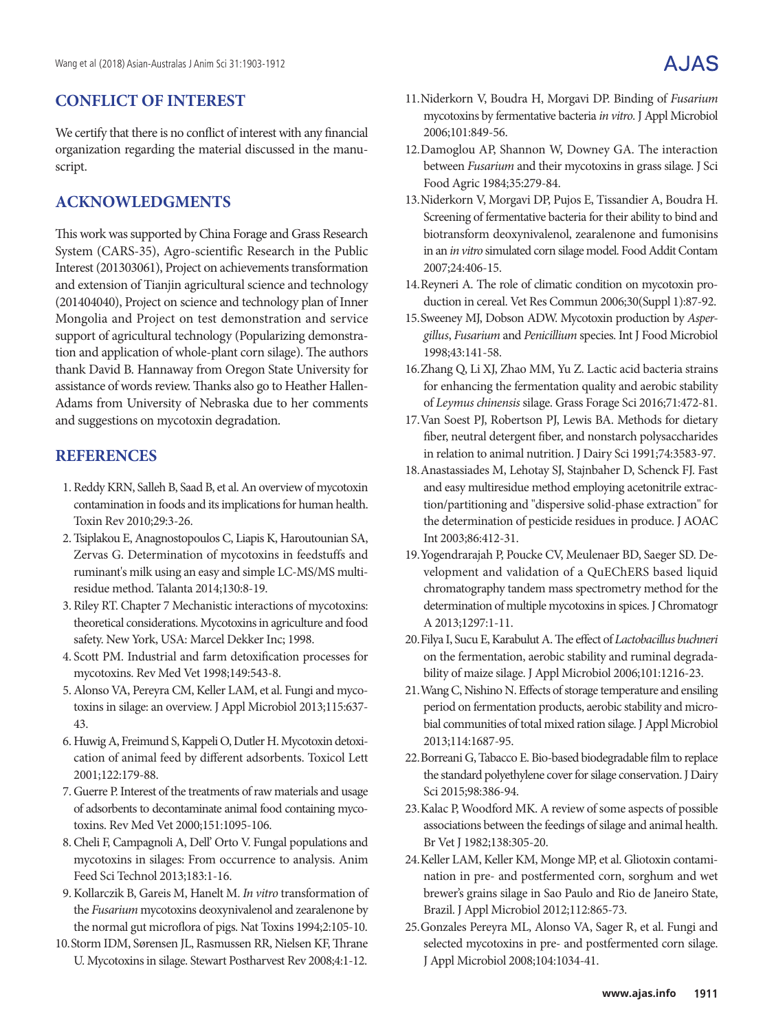## CONFLICT OF INTEREST

We certify that there is no conflict of interest with any financial organization regarding the material discussed in the manuscript.

## ACKNOWLEDGMENTS

This work was supported by China Forage and Grass Research System (CARS-35), Agro-scientific Research in the Public Interest (201303061), Project on achievements transformation and extension of Tianjin agricultural science and technology (201404040), Project on science and technology plan of Inner Mongolia and Project on test demonstration and service support of agricultural technology (Popularizing demonstration and application of whole-plant corn silage). The authors thank David B. Hannaway from Oregon State University for assistance of words review. Thanks also go to Heather Hallen-Adams from University of Nebraska due to her comments and suggestions on mycotoxin degradation.

## REFERENCES

1. Reddy KRN, Salleh B, Saad B, et al. An overview of mycotoxin contamination in foods and its implications for human health. Toxin Rev 2010;29:3-26.
2. Tsiplakou E, Anagnostopoulos C, Liapis K, Haroutounian SA, Zervas G. Determination of mycotoxins in feedstuffs and ruminant's milk using an easy and simple LC-MS/MS multiresidue method. Talanta 2014;130:8-19.
3. Riley RT. Chapter 7 Mechanistic interactions of mycotoxins: theoretical considerations. Mycotoxins in agriculture and food safety. New York, USA: Marcel Dekker Inc; 1998.
4. Scott PM. Industrial and farm detoxification processes for mycotoxins. Rev Med Vet 1998;149:543-8.
5. Alonso VA, Pereyra CM, Keller LAM, et al. Fungi and mycotoxins in silage: an overview. J Appl Microbiol 2013;115:637-43.
6. Huwig A, Freimund S, Kappeli O, Dutler H. Mycotoxin detoxication of animal feed by different adsorbents. Toxicol Lett 2001;122:179-88.
7. Guerre P. Interest of the treatments of raw materials and usage of adsorbents to decontaminate animal food containing mycotoxins. Rev Med Vet 2000;151:1095-106.
8. Cheli F, Campagnoli A, Dell' Orto V. Fungal populations and mycotoxins in silages: From occurrence to analysis. Anim Feed Sci Technol 2013;183:1-16.
9. Kollarczik B, Gareis M, Hanelt M. *In vitro* transformation of the *Fusarium* mycotoxins deoxynivalenol and zearalenone by the normal gut microflora of pigs. Nat Toxins 1994;2:105-10.
10. Storm IDM, Sørensen JL, Rasmussen RR, Nielsen KF, Thrane U. Mycotoxins in silage. Stewart Postharvest Rev 2008;4:1-12.
11. Niderkorn V, Boudra H, Morgavi DP. Binding of *Fusarium* mycotoxins by fermentative bacteria *in vitro*. J Appl Microbiol 2006;101:849-56.
12. Damoglou AP, Shannon W, Downey GA. The interaction between *Fusarium* and their mycotoxins in grass silage. J Sci Food Agric 1984;35:279-84.
13. Niderkorn V, Morgavi DP, Pujos E, Tissandier A, Boudra H. Screening of fermentative bacteria for their ability to bind and biotransform deoxynivalenol, zearalenone and fumonisins in an *in vitro* simulated corn silage model. Food Addit Contam 2007;24:406-15.
14. Reyneri A. The role of climatic condition on mycotoxin production in cereal. Vet Res Commun 2006;30(Suppl 1):87-92.
15. Sweeney MJ, Dobson ADW. Mycotoxin production by *Aspergillus*, *Fusarium* and *Penicillium* species. Int J Food Microbiol 1998;43:141-58.
16. Zhang Q, Li XJ, Zhao MM, Yu Z. Lactic acid bacteria strains for enhancing the fermentation quality and aerobic stability of *Leymus chinensis* silage. Grass Forage Sci 2016;71:472-81.
17. Van Soest PJ, Robertson PJ, Lewis BA. Methods for dietary fiber, neutral detergent fiber, and nonstarch polysaccharides in relation to animal nutrition. J Dairy Sci 1991;74:3583-97.
18. Anastassiades M, Lehotay SJ, Stajnbaher D, Schenck FJ. Fast and easy multiresidue method employing acetonitrile extraction/partitioning and "dispersive solid-phase extraction" for the determination of pesticide residues in produce. J AOAC Int 2003;86:412-31.
19. Yogendrarajah P, Poucke CV, Meulenaer BD, Saeger SD. Development and validation of a QuEChERS based liquid chromatography tandem mass spectrometry method for the determination of multiple mycotoxins in spices. J Chromatogr A 2013;1297:1-11.
20. Filya I, Sucu E, Karabulut A. The effect of *Lactobacillus buchneri* on the fermentation, aerobic stability and ruminal degradability of maize silage. J Appl Microbiol 2006;101:1216-23.
21. Wang C, Nishino N. Effects of storage temperature and ensiling period on fermentation products, aerobic stability and microbial communities of total mixed ration silage. J Appl Microbiol 2013;114:1687-95.
22. Borreani G, Tabacco E. Bio-based biodegradable film to replace the standard polyethylene cover for silage conservation. J Dairy Sci 2015;98:386-94.
23. Kalac P, Woodford MK. A review of some aspects of possible associations between the feedings of silage and animal health. Br Vet J 1982;138:305-20.
24. Keller LAM, Keller KM, Monge MP, et al. Gliotoxin contamination in pre- and postfermented corn, sorghum and wet brewer's grains silage in Sao Paulo and Rio de Janeiro State, Brazil. J Appl Microbiol 2012;112:865-73.
25. Gonzales Pereyra ML, Alonso VA, Sager R, et al. Fungi and selected mycotoxins in pre- and postfermented corn silage. J Appl Microbiol 2008;104:1034-41.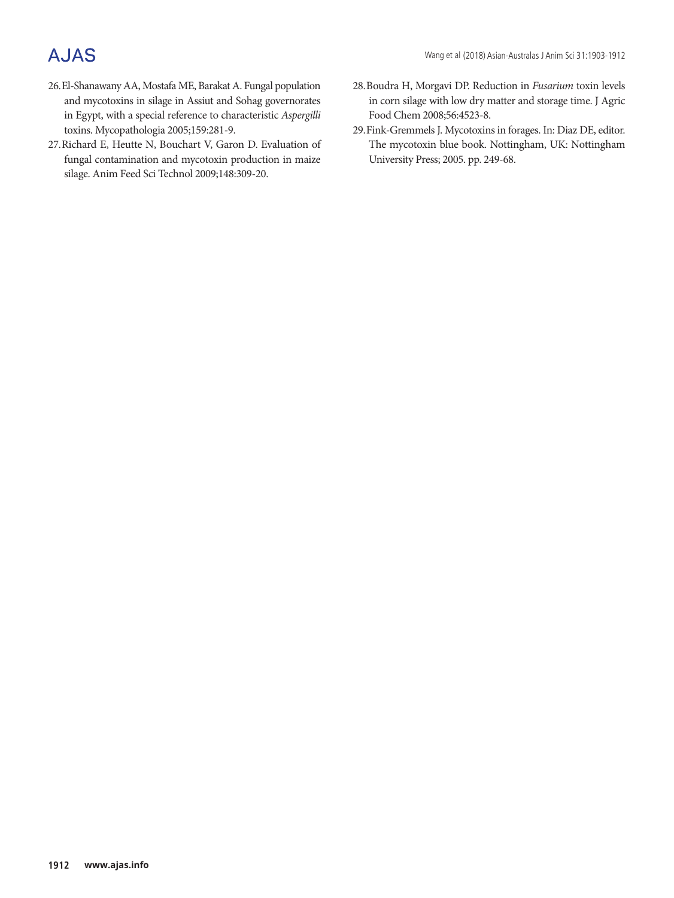26. El-Shanawany AA, Mostafa ME, Barakat A. Fungal population and mycotoxins in silage in Assiut and Sohag governorates in Egypt, with a special reference to characteristic *Aspergilli* toxins. Mycopathologia 2005;159:281-9.
27. Richard E, Heutte N, Bouchart V, Garon D. Evaluation of fungal contamination and mycotoxin production in maize silage. Anim Feed Sci Technol 2009;148:309-20.
28. Boudra H, Morgavi DP. Reduction in *Fusarium* toxin levels in corn silage with low dry matter and storage time. J Agric Food Chem 2008;56:4523-8.
29. Fink-Gremmels J. Mycotoxins in forages. In: Diaz DE, editor. The mycotoxin blue book. Nottingham, UK: Nottingham University Press; 2005. pp. 249-68.